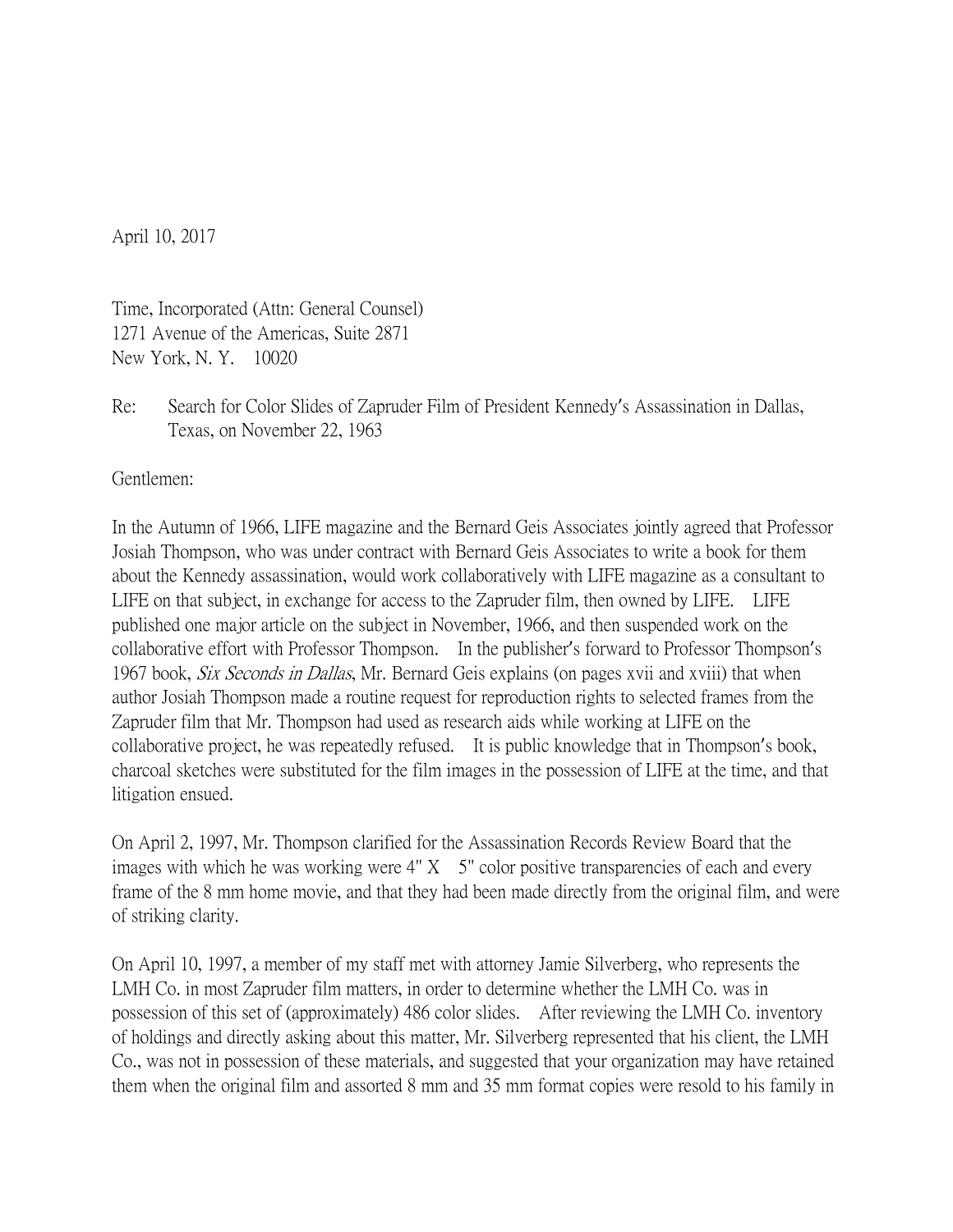April 10, 2017

Time, Incorporated (Attn: General Counsel)
1271 Avenue of the Americas, Suite 2871
New York, N. Y. 10020

Re: Search for Color Slides of Zapruder Film of President Kennedy's Assassination in Dallas, Texas, on November 22, 1963

Gentlemen:

In the Autumn of 1966, LIFE magazine and the Bernard Geis Associates jointly agreed that Professor Josiah Thompson, who was under contract with Bernard Geis Associates to write a book for them about the Kennedy assassination, would work collaboratively with LIFE magazine as a consultant to LIFE on that subject, in exchange for access to the Zapruder film, then owned by LIFE. LIFE published one major article on the subject in November, 1966, and then suspended work on the collaborative effort with Professor Thompson. In the publisher's forward to Professor Thompson's 1967 book, *Six Seconds in Dallas*, Mr. Bernard Geis explains (on pages xvii and xviii) that when author Josiah Thompson made a routine request for reproduction rights to selected frames from the Zapruder film that Mr. Thompson had used as research aids while working at LIFE on the collaborative project, he was repeatedly refused. It is public knowledge that in Thompson's book, charcoal sketches were substituted for the film images in the possession of LIFE at the time, and that litigation ensued.

On April 2, 1997, Mr. Thompson clarified for the Assassination Records Review Board that the images with which he was working were 4" X 5" color positive transparencies of each and every frame of the 8 mm home movie, and that they had been made directly from the original film, and were of striking clarity.

On April 10, 1997, a member of my staff met with attorney Jamie Silverberg, who represents the LMH Co. in most Zapruder film matters, in order to determine whether the LMH Co. was in possession of this set of (approximately) 486 color slides. After reviewing the LMH Co. inventory of holdings and directly asking about this matter, Mr. Silverberg represented that his client, the LMH Co., was not in possession of these materials, and suggested that your organization may have retained them when the original film and assorted 8 mm and 35 mm format copies were resold to his family in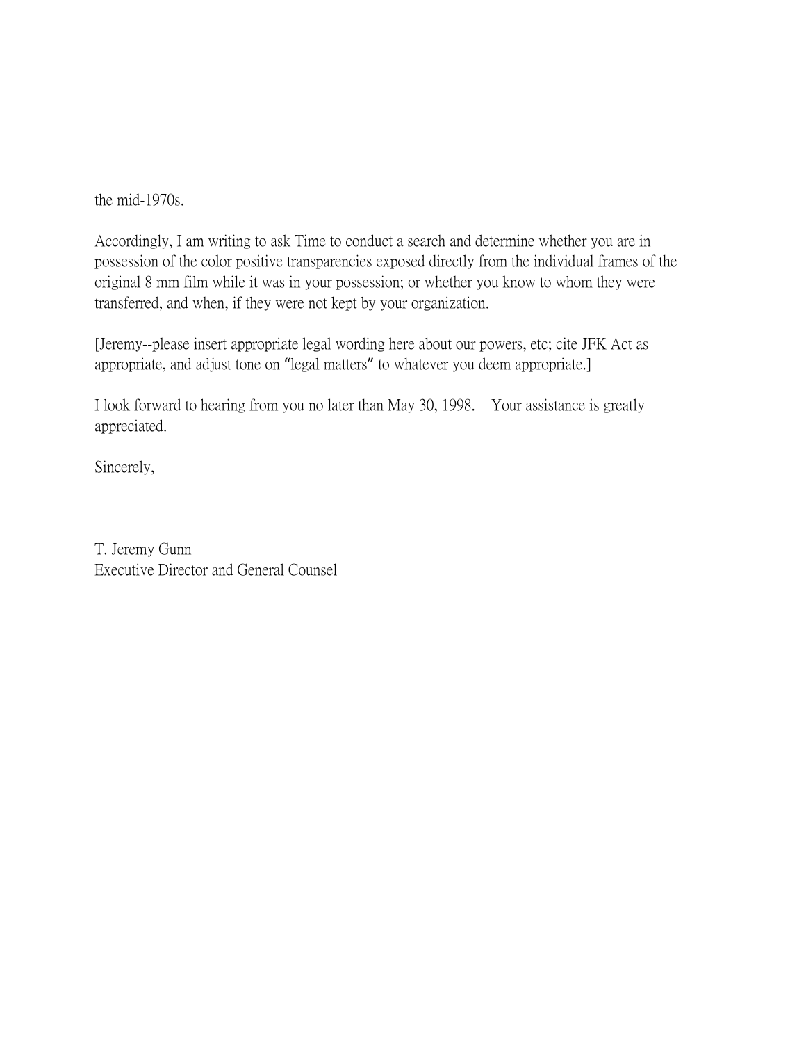the mid-1970s.

Accordingly, I am writing to ask Time to conduct a search and determine whether you are in possession of the color positive transparencies exposed directly from the individual frames of the original 8 mm film while it was in your possession; or whether you know to whom they were transferred, and when, if they were not kept by your organization.

[Jeremy--please insert appropriate legal wording here about our powers, etc; cite JFK Act as appropriate, and adjust tone on "legal matters" to whatever you deem appropriate.]

I look forward to hearing from you no later than May 30, 1998. Your assistance is greatly appreciated.

Sincerely,

T. Jeremy Gunn
Executive Director and General Counsel